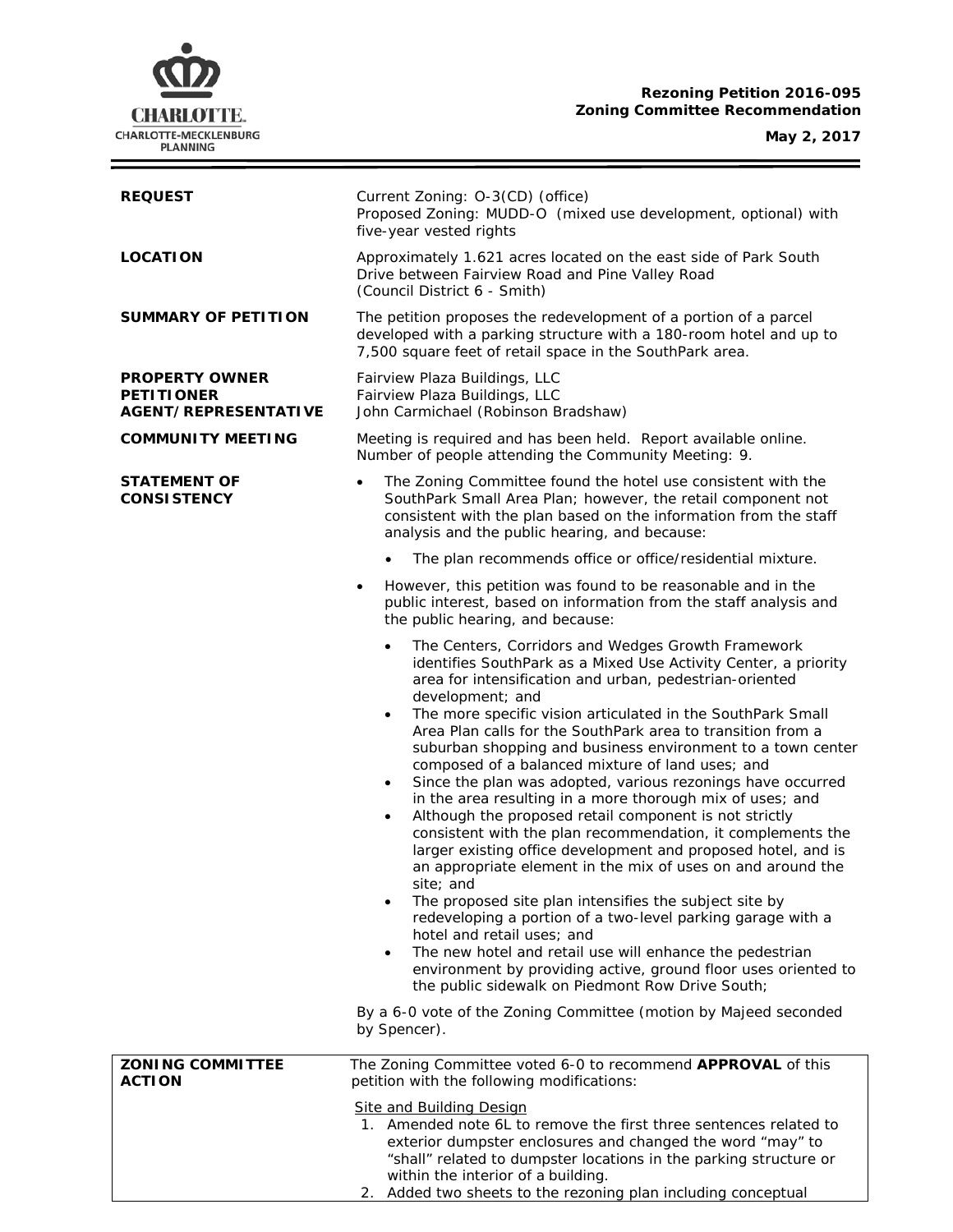**Rezoning Petition 2016-095**
**Zoning Committee Recommendation**

**May 2, 2017**

| | |
|---|---|
| **REQUEST** | Current Zoning: O-3(CD) (office)<br>Proposed Zoning: MUDD-O (mixed use development, optional) with five-year vested rights |
| **LOCATION** | Approximately 1.621 acres located on the east side of Park South Drive between Fairview Road and Pine Valley Road<br>(Council District 6 - Smith) |
| **SUMMARY OF PETITION** | The petition proposes the redevelopment of a portion of a parcel developed with a parking structure with a 180-room hotel and up to 7,500 square feet of retail space in the SouthPark area. |
| **PROPERTY OWNER**<br>**PETITIONER**<br>**AGENT/REPRESENTATIVE** | Fairview Plaza Buildings, LLC<br>Fairview Plaza Buildings, LLC<br>John Carmichael (Robinson Bradshaw) |
| **COMMUNITY MEETING** | Meeting is required and has been held. Report available online.<br>Number of people attending the Community Meeting: 9. |

**STATEMENT OF CONSISTENCY**

- The Zoning Committee found the hotel use consistent with the SouthPark Small Area Plan; however, the retail component not consistent with the plan based on the information from the staff analysis and the public hearing, and because:
  - The plan recommends office or office/residential mixture.
- However, this petition was found to be reasonable and in the public interest, based on information from the staff analysis and the public hearing, and because:
  - The Centers, Corridors and Wedges Growth Framework identifies SouthPark as a Mixed Use Activity Center, a priority area for intensification and urban, pedestrian-oriented development; and
  - The more specific vision articulated in the SouthPark Small Area Plan calls for the SouthPark area to transition from a suburban shopping and business environment to a town center composed of a balanced mixture of land uses; and
  - Since the plan was adopted, various rezonings have occurred in the area resulting in a more thorough mix of uses; and
  - Although the proposed retail component is not strictly consistent with the plan recommendation, it complements the larger existing office development and proposed hotel, and is an appropriate element in the mix of uses on and around the site; and
  - The proposed site plan intensifies the subject site by redeveloping a portion of a two-level parking garage with a hotel and retail uses; and
  - The new hotel and retail use will enhance the pedestrian environment by providing active, ground floor uses oriented to the public sidewalk on Piedmont Row Drive South;

By a 6-0 vote of the Zoning Committee (motion by Majeed seconded by Spencer).

**ZONING COMMITTEE ACTION**

The Zoning Committee voted 6-0 to recommend **APPROVAL** of this petition with the following modifications:

Site and Building Design

1. Amended note 6L to remove the first three sentences related to exterior dumpster enclosures and changed the word "may" to "shall" related to dumpster locations in the parking structure or within the interior of a building.
2. Added two sheets to the rezoning plan including conceptual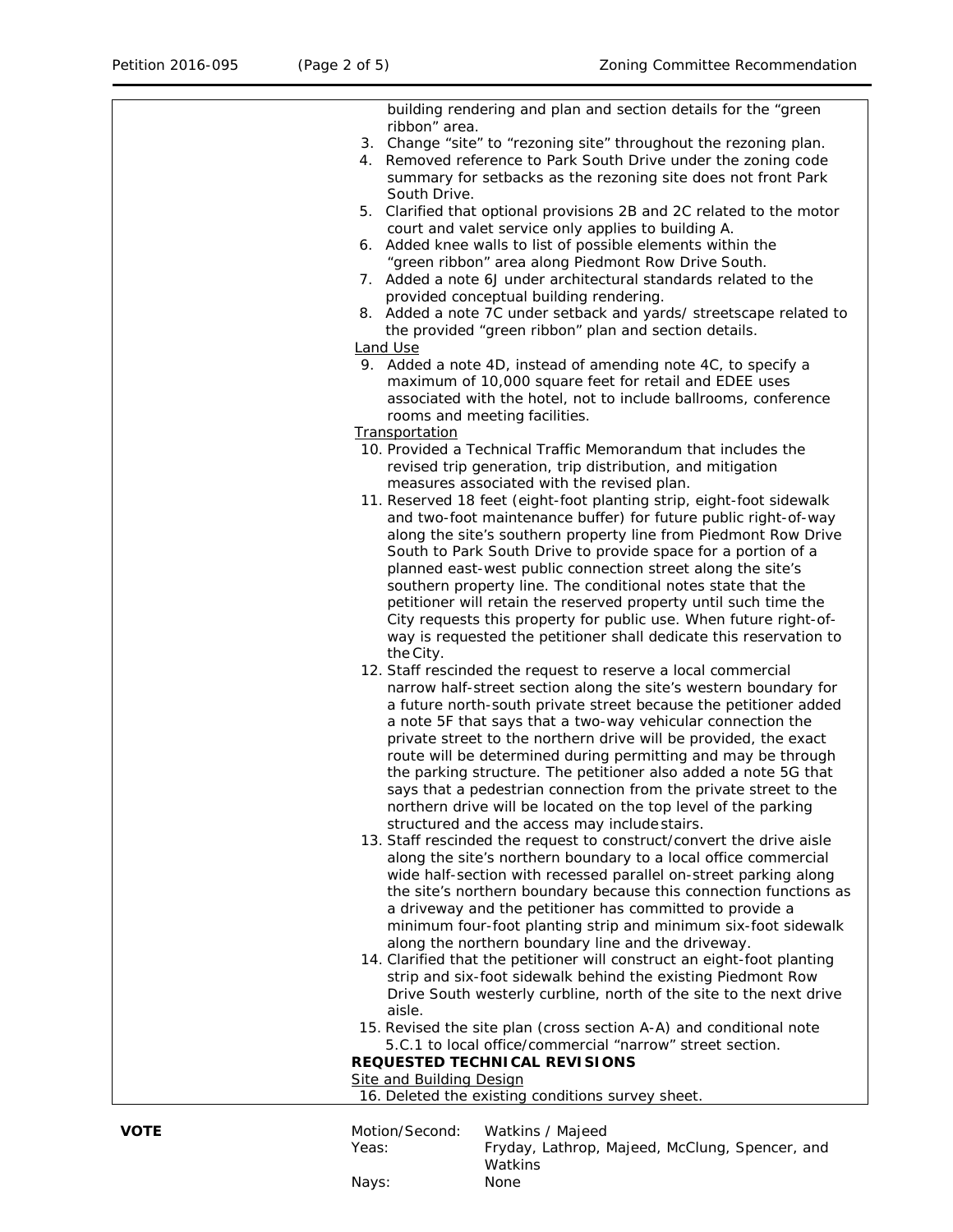building rendering and plan and section details for the "green ribbon" area.

3. Change "site" to "rezoning site" throughout the rezoning plan.
4. Removed reference to Park South Drive under the zoning code summary for setbacks as the rezoning site does not front Park South Drive.
5. Clarified that optional provisions 2B and 2C related to the motor court and valet service only applies to building A.
6. Added knee walls to list of possible elements within the "green ribbon" area along Piedmont Row Drive South.
7. Added a note 6J under architectural standards related to the provided conceptual building rendering.
8. Added a note 7C under setback and yards/ streetscape related to the provided "green ribbon" plan and section details.

Land Use

9. Added a note 4D, instead of amending note 4C, to specify a maximum of 10,000 square feet for retail and EDEE uses associated with the hotel, not to include ballrooms, conference rooms and meeting facilities.

Transportation

10. Provided a Technical Traffic Memorandum that includes the revised trip generation, trip distribution, and mitigation measures associated with the revised plan.
11. Reserved 18 feet (eight-foot planting strip, eight-foot sidewalk and two-foot maintenance buffer) for future public right-of-way along the site's southern property line from Piedmont Row Drive South to Park South Drive to provide space for a portion of a planned east-west public connection street along the site's southern property line. The conditional notes state that the petitioner will retain the reserved property until such time the City requests this property for public use. When future right-of-way is requested the petitioner shall dedicate this reservation to the City.
12. Staff rescinded the request to reserve a local commercial narrow half-street section along the site's western boundary for a future north-south private street because the petitioner added a note 5F that says that a two-way vehicular connection the private street to the northern drive will be provided, the exact route will be determined during permitting and may be through the parking structure. The petitioner also added a note 5G that says that a pedestrian connection from the private street to the northern drive will be located on the top level of the parking structured and the access may include stairs.
13. Staff rescinded the request to construct/convert the drive aisle along the site's northern boundary to a local office commercial wide half-section with recessed parallel on-street parking along the site's northern boundary because this connection functions as a driveway and the petitioner has committed to provide a minimum four-foot planting strip and minimum six-foot sidewalk along the northern boundary line and the driveway.
14. Clarified that the petitioner will construct an eight-foot planting strip and six-foot sidewalk behind the existing Piedmont Row Drive South westerly curbline, north of the site to the next drive aisle.
15. Revised the site plan (cross section A-A) and conditional note 5.C.1 to local office/commercial "narrow" street section.

**REQUESTED TECHNICAL REVISIONS**

Site and Building Design

16. Deleted the existing conditions survey sheet.

**VOTE**

| | |
|---|---|
| Motion/Second: | Watkins / Majeed |
| Yeas: | Fryday, Lathrop, Majeed, McClung, Spencer, and Watkins |
| Nays: | None |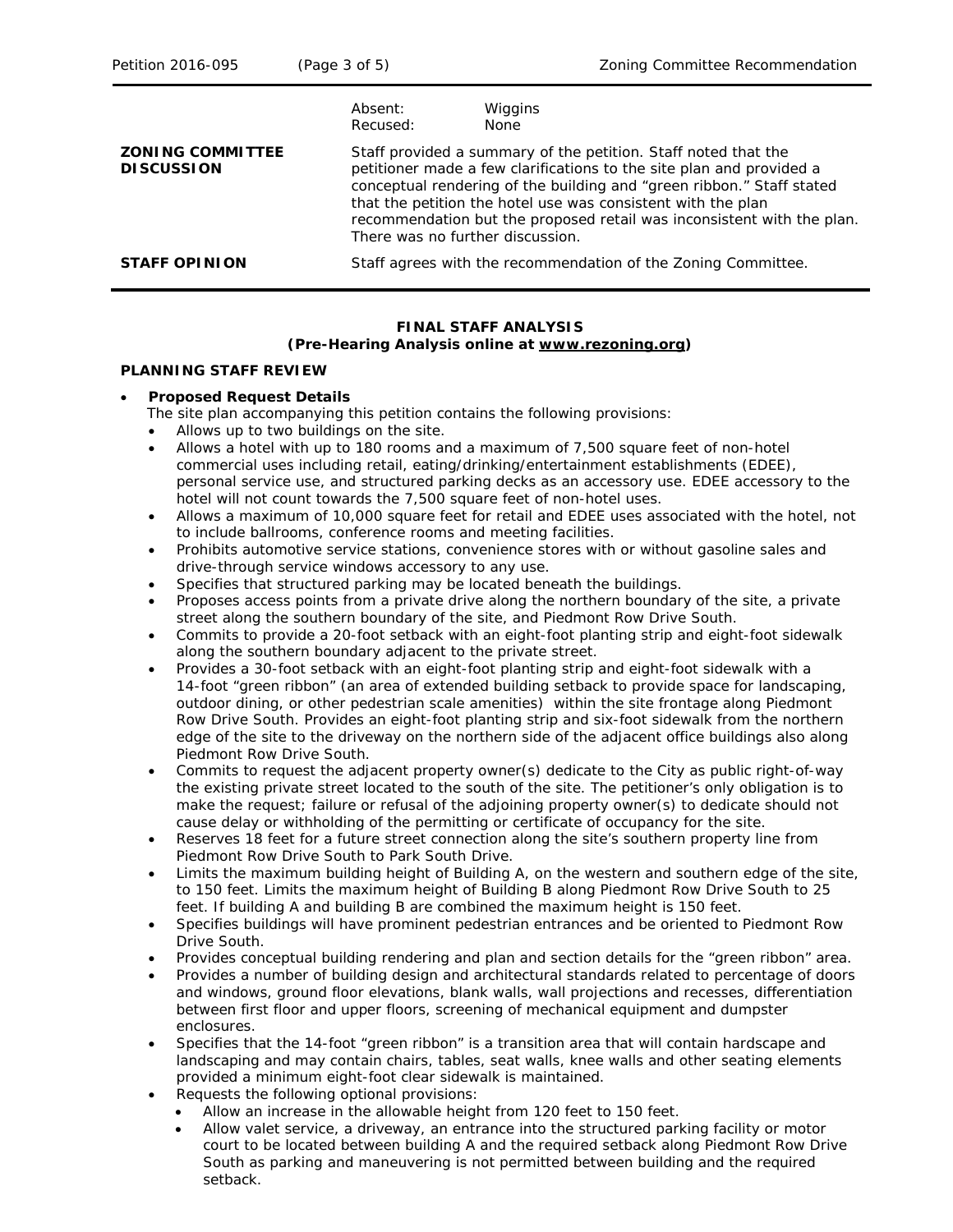| | | |
|---|---|---|
| | Absent: | Wiggins |
| | Recused: | None |
| **ZONING COMMITTEE DISCUSSION** | Staff provided a summary of the petition. Staff noted that the petitioner made a few clarifications to the site plan and provided a conceptual rendering of the building and "green ribbon." Staff stated that the petition the hotel use was consistent with the plan recommendation but the proposed retail was inconsistent with the plan. There was no further discussion. | |
| **STAFF OPINION** | Staff agrees with the recommendation of the Zoning Committee. | |

**FINAL STAFF ANALYSIS**
**(Pre-Hearing Analysis online at www.rezoning.org)**

**PLANNING STAFF REVIEW**

- **Proposed Request Details**
  The site plan accompanying this petition contains the following provisions:
  - Allows up to two buildings on the site.
  - Allows a hotel with up to 180 rooms and a maximum of 7,500 square feet of non-hotel commercial uses including retail, eating/drinking/entertainment establishments (EDEE), personal service use, and structured parking decks as an accessory use. EDEE accessory to the hotel will not count towards the 7,500 square feet of non-hotel uses.
  - Allows a maximum of 10,000 square feet for retail and EDEE uses associated with the hotel, not to include ballrooms, conference rooms and meeting facilities.
  - Prohibits automotive service stations, convenience stores with or without gasoline sales and drive-through service windows accessory to any use.
  - Specifies that structured parking may be located beneath the buildings.
  - Proposes access points from a private drive along the northern boundary of the site, a private street along the southern boundary of the site, and Piedmont Row Drive South.
  - Commits to provide a 20-foot setback with an eight-foot planting strip and eight-foot sidewalk along the southern boundary adjacent to the private street.
  - Provides a 30-foot setback with an eight-foot planting strip and eight-foot sidewalk with a 14-foot "green ribbon" (an area of extended building setback to provide space for landscaping, outdoor dining, or other pedestrian scale amenities) within the site frontage along Piedmont Row Drive South. Provides an eight-foot planting strip and six-foot sidewalk from the northern edge of the site to the driveway on the northern side of the adjacent office buildings also along Piedmont Row Drive South.
  - Commits to request the adjacent property owner(s) dedicate to the City as public right-of-way the existing private street located to the south of the site. The petitioner's only obligation is to make the request; failure or refusal of the adjoining property owner(s) to dedicate should not cause delay or withholding of the permitting or certificate of occupancy for the site.
  - Reserves 18 feet for a future street connection along the site's southern property line from Piedmont Row Drive South to Park South Drive.
  - Limits the maximum building height of Building A, on the western and southern edge of the site, to 150 feet. Limits the maximum height of Building B along Piedmont Row Drive South to 25 feet. If building A and building B are combined the maximum height is 150 feet.
  - Specifies buildings will have prominent pedestrian entrances and be oriented to Piedmont Row Drive South.
  - Provides conceptual building rendering and plan and section details for the "green ribbon" area.
  - Provides a number of building design and architectural standards related to percentage of doors and windows, ground floor elevations, blank walls, wall projections and recesses, differentiation between first floor and upper floors, screening of mechanical equipment and dumpster enclosures.
  - Specifies that the 14-foot "green ribbon" is a transition area that will contain hardscape and landscaping and may contain chairs, tables, seat walls, knee walls and other seating elements provided a minimum eight-foot clear sidewalk is maintained.
  - Requests the following optional provisions:
    - Allow an increase in the allowable height from 120 feet to 150 feet.
    - Allow valet service, a driveway, an entrance into the structured parking facility or motor court to be located between building A and the required setback along Piedmont Row Drive South as parking and maneuvering is not permitted between building and the required setback.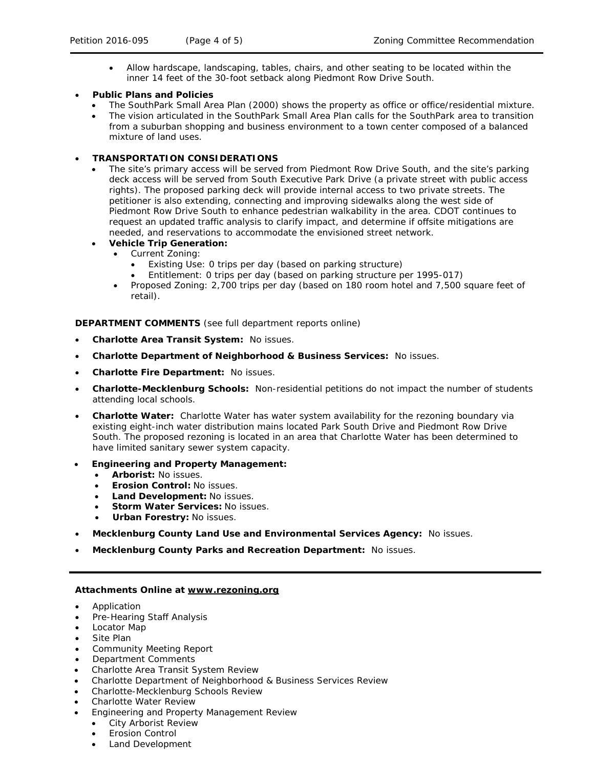- Allow hardscape, landscaping, tables, chairs, and other seating to be located within the inner 14 feet of the 30-foot setback along Piedmont Row Drive South.

- **Public Plans and Policies**
  - The SouthPark Small Area Plan (2000) shows the property as office or office/residential mixture.
  - The vision articulated in the SouthPark Small Area Plan calls for the SouthPark area to transition from a suburban shopping and business environment to a town center composed of a balanced mixture of land uses.

- **TRANSPORTATION CONSIDERATIONS**
  - The site's primary access will be served from Piedmont Row Drive South, and the site's parking deck access will be served from South Executive Park Drive (a private street with public access rights). The proposed parking deck will provide internal access to two private streets. The petitioner is also extending, connecting and improving sidewalks along the west side of Piedmont Row Drive South to enhance pedestrian walkability in the area. CDOT continues to request an updated traffic analysis to clarify impact, and determine if offsite mitigations are needed, and reservations to accommodate the envisioned street network.
  - **Vehicle Trip Generation:**
    - Current Zoning:
      - Existing Use: 0 trips per day (based on parking structure)
      - Entitlement: 0 trips per day (based on parking structure per 1995-017)
    - Proposed Zoning: 2,700 trips per day (based on 180 room hotel and 7,500 square feet of retail).

**DEPARTMENT COMMENTS** (see full department reports online)

- **Charlotte Area Transit System:** No issues.
- **Charlotte Department of Neighborhood & Business Services:** No issues.
- **Charlotte Fire Department:** No issues.
- **Charlotte-Mecklenburg Schools:** Non-residential petitions do not impact the number of students attending local schools.
- **Charlotte Water:** Charlotte Water has water system availability for the rezoning boundary via existing eight-inch water distribution mains located Park South Drive and Piedmont Row Drive South. The proposed rezoning is located in an area that Charlotte Water has been determined to have limited sanitary sewer system capacity.
- **Engineering and Property Management:**
  - **Arborist:** No issues.
  - **Erosion Control:** No issues.
  - **Land Development:** No issues.
  - **Storm Water Services:** No issues.
  - **Urban Forestry:** No issues.
- **Mecklenburg County Land Use and Environmental Services Agency:** No issues.
- **Mecklenburg County Parks and Recreation Department:** No issues.

**Attachments Online at www.rezoning.org**

- Application
- Pre-Hearing Staff Analysis
- Locator Map
- Site Plan
- Community Meeting Report
- Department Comments
- Charlotte Area Transit System Review
- Charlotte Department of Neighborhood & Business Services Review
- Charlotte-Mecklenburg Schools Review
- Charlotte Water Review
- Engineering and Property Management Review
  - City Arborist Review
  - Erosion Control
  - Land Development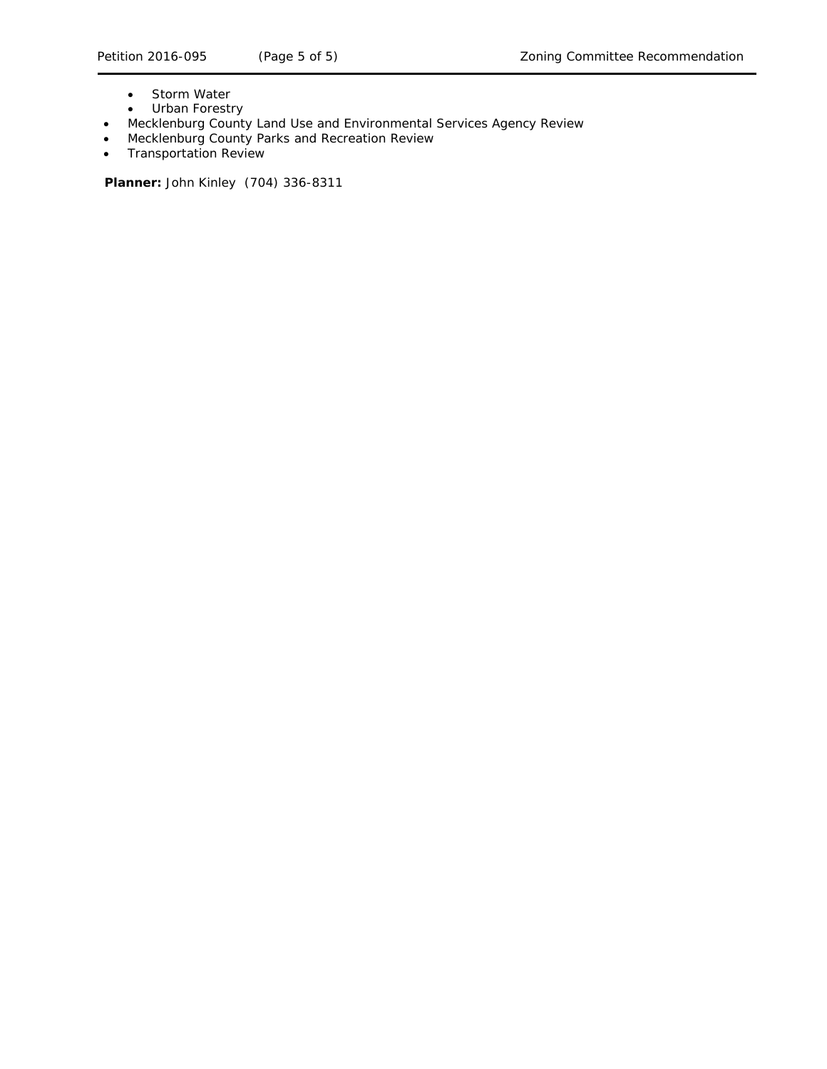- Storm Water
  - Urban Forestry
- Mecklenburg County Land Use and Environmental Services Agency Review
- Mecklenburg County Parks and Recreation Review
- Transportation Review

**Planner:** John Kinley (704) 336-8311